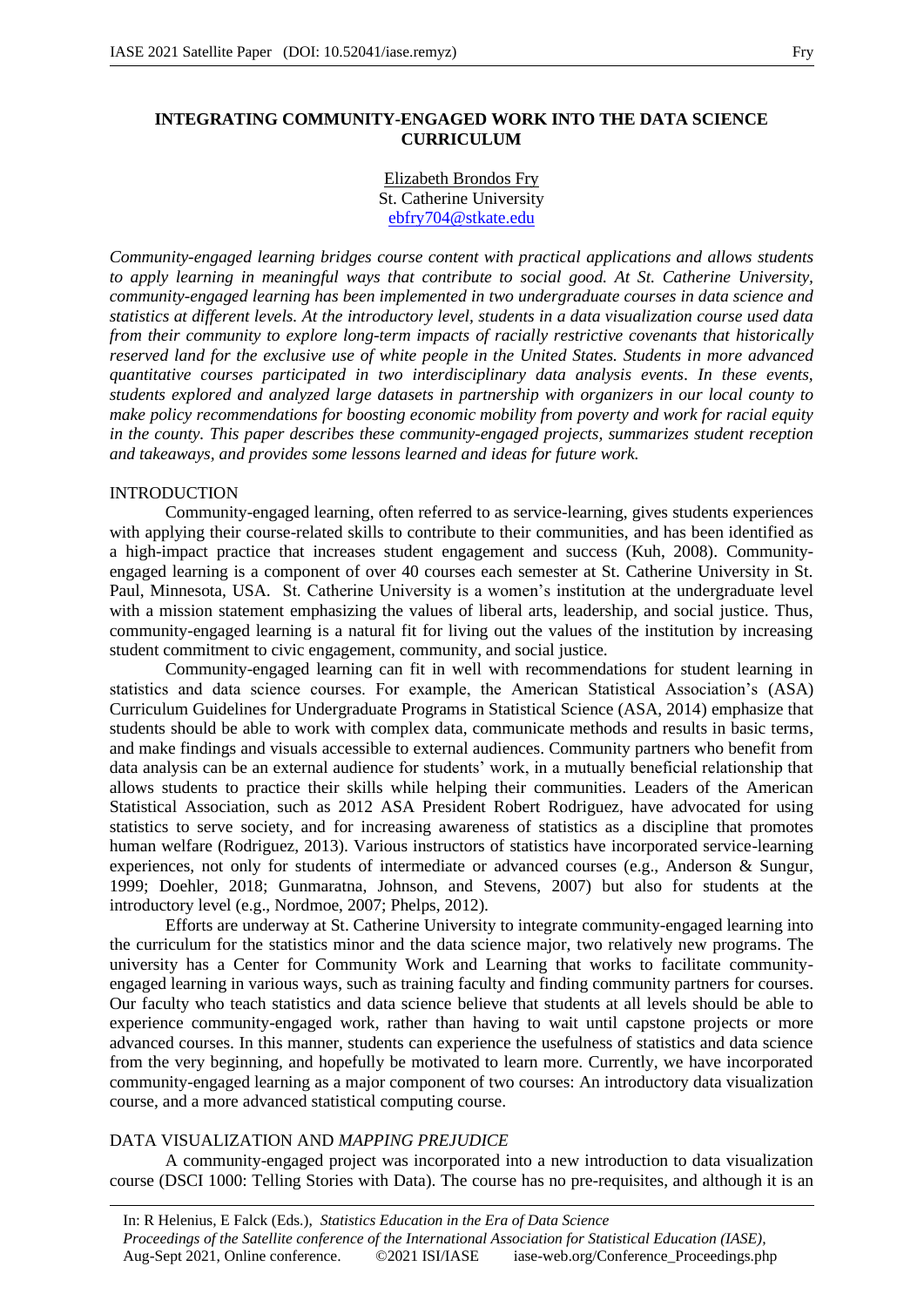# INTEGRATING COMMUNITY-ENGAGED WORK INTO THE DATA SCIENCE CURRICULUM

Elizabeth Brondos Fry
St. Catherine University
ebfry704@stkate.edu

*Community-engaged learning bridges course content with practical applications and allows students to apply learning in meaningful ways that contribute to social good. At St. Catherine University, community-engaged learning has been implemented in two undergraduate courses in data science and statistics at different levels. At the introductory level, students in a data visualization course used data from their community to explore long-term impacts of racially restrictive covenants that historically reserved land for the exclusive use of white people in the United States. Students in more advanced quantitative courses participated in two interdisciplinary data analysis events. In these events, students explored and analyzed large datasets in partnership with organizers in our local county to make policy recommendations for boosting economic mobility from poverty and work for racial equity in the county. This paper describes these community-engaged projects, summarizes student reception and takeaways, and provides some lessons learned and ideas for future work.*

## INTRODUCTION

Community-engaged learning, often referred to as service-learning, gives students experiences with applying their course-related skills to contribute to their communities, and has been identified as a high-impact practice that increases student engagement and success (Kuh, 2008). Community-engaged learning is a component of over 40 courses each semester at St. Catherine University in St. Paul, Minnesota, USA. St. Catherine University is a women's institution at the undergraduate level with a mission statement emphasizing the values of liberal arts, leadership, and social justice. Thus, community-engaged learning is a natural fit for living out the values of the institution by increasing student commitment to civic engagement, community, and social justice.

Community-engaged learning can fit in well with recommendations for student learning in statistics and data science courses. For example, the American Statistical Association's (ASA) Curriculum Guidelines for Undergraduate Programs in Statistical Science (ASA, 2014) emphasize that students should be able to work with complex data, communicate methods and results in basic terms, and make findings and visuals accessible to external audiences. Community partners who benefit from data analysis can be an external audience for students' work, in a mutually beneficial relationship that allows students to practice their skills while helping their communities. Leaders of the American Statistical Association, such as 2012 ASA President Robert Rodriguez, have advocated for using statistics to serve society, and for increasing awareness of statistics as a discipline that promotes human welfare (Rodriguez, 2013). Various instructors of statistics have incorporated service-learning experiences, not only for students of intermediate or advanced courses (e.g., Anderson & Sungur, 1999; Doehler, 2018; Gunmaratna, Johnson, and Stevens, 2007) but also for students at the introductory level (e.g., Nordmoe, 2007; Phelps, 2012).

Efforts are underway at St. Catherine University to integrate community-engaged learning into the curriculum for the statistics minor and the data science major, two relatively new programs. The university has a Center for Community Work and Learning that works to facilitate community-engaged learning in various ways, such as training faculty and finding community partners for courses. Our faculty who teach statistics and data science believe that students at all levels should be able to experience community-engaged work, rather than having to wait until capstone projects or more advanced courses. In this manner, students can experience the usefulness of statistics and data science from the very beginning, and hopefully be motivated to learn more. Currently, we have incorporated community-engaged learning as a major component of two courses: An introductory data visualization course, and a more advanced statistical computing course.

## DATA VISUALIZATION AND *MAPPING PREJUDICE*

A community-engaged project was incorporated into a new introduction to data visualization course (DSCI 1000: Telling Stories with Data). The course has no pre-requisites, and although it is an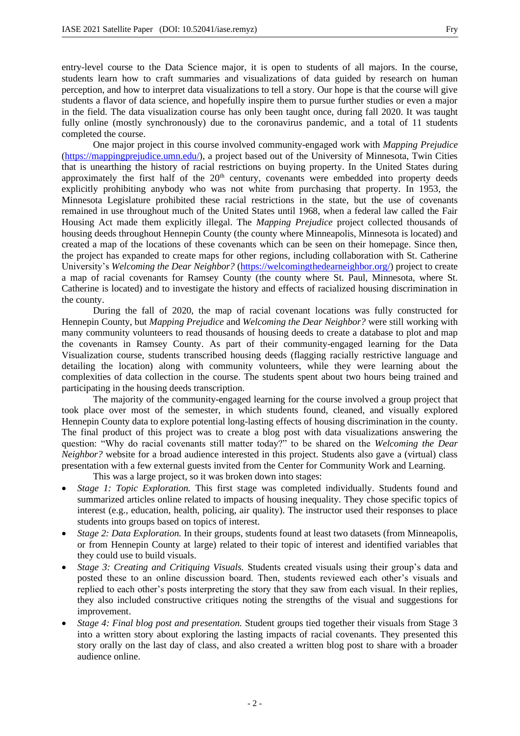entry-level course to the Data Science major, it is open to students of all majors. In the course, students learn how to craft summaries and visualizations of data guided by research on human perception, and how to interpret data visualizations to tell a story. Our hope is that the course will give students a flavor of data science, and hopefully inspire them to pursue further studies or even a major in the field. The data visualization course has only been taught once, during fall 2020. It was taught fully online (mostly synchronously) due to the coronavirus pandemic, and a total of 11 students completed the course.

One major project in this course involved community-engaged work with *Mapping Prejudice* (https://mappingprejudice.umn.edu/), a project based out of the University of Minnesota, Twin Cities that is unearthing the history of racial restrictions on buying property. In the United States during approximately the first half of the 20th century, covenants were embedded into property deeds explicitly prohibiting anybody who was not white from purchasing that property. In 1953, the Minnesota Legislature prohibited these racial restrictions in the state, but the use of covenants remained in use throughout much of the United States until 1968, when a federal law called the Fair Housing Act made them explicitly illegal. The *Mapping Prejudice* project collected thousands of housing deeds throughout Hennepin County (the county where Minneapolis, Minnesota is located) and created a map of the locations of these covenants which can be seen on their homepage. Since then, the project has expanded to create maps for other regions, including collaboration with St. Catherine University's *Welcoming the Dear Neighbor?* (https://welcomingthedearneighbor.org/) project to create a map of racial covenants for Ramsey County (the county where St. Paul, Minnesota, where St. Catherine is located) and to investigate the history and effects of racialized housing discrimination in the county.

During the fall of 2020, the map of racial covenant locations was fully constructed for Hennepin County, but *Mapping Prejudice* and *Welcoming the Dear Neighbor?* were still working with many community volunteers to read thousands of housing deeds to create a database to plot and map the covenants in Ramsey County. As part of their community-engaged learning for the Data Visualization course, students transcribed housing deeds (flagging racially restrictive language and detailing the location) along with community volunteers, while they were learning about the complexities of data collection in the course. The students spent about two hours being trained and participating in the housing deeds transcription.

The majority of the community-engaged learning for the course involved a group project that took place over most of the semester, in which students found, cleaned, and visually explored Hennepin County data to explore potential long-lasting effects of housing discrimination in the county. The final product of this project was to create a blog post with data visualizations answering the question: "Why do racial covenants still matter today?" to be shared on the *Welcoming the Dear Neighbor?* website for a broad audience interested in this project. Students also gave a (virtual) class presentation with a few external guests invited from the Center for Community Work and Learning.

This was a large project, so it was broken down into stages:

- *Stage 1: Topic Exploration.* This first stage was completed individually. Students found and summarized articles online related to impacts of housing inequality. They chose specific topics of interest (e.g., education, health, policing, air quality). The instructor used their responses to place students into groups based on topics of interest.
- *Stage 2: Data Exploration.* In their groups, students found at least two datasets (from Minneapolis, or from Hennepin County at large) related to their topic of interest and identified variables that they could use to build visuals.
- *Stage 3: Creating and Critiquing Visuals.* Students created visuals using their group's data and posted these to an online discussion board. Then, students reviewed each other's visuals and replied to each other's posts interpreting the story that they saw from each visual. In their replies, they also included constructive critiques noting the strengths of the visual and suggestions for improvement.
- *Stage 4: Final blog post and presentation.* Student groups tied together their visuals from Stage 3 into a written story about exploring the lasting impacts of racial covenants. They presented this story orally on the last day of class, and also created a written blog post to share with a broader audience online.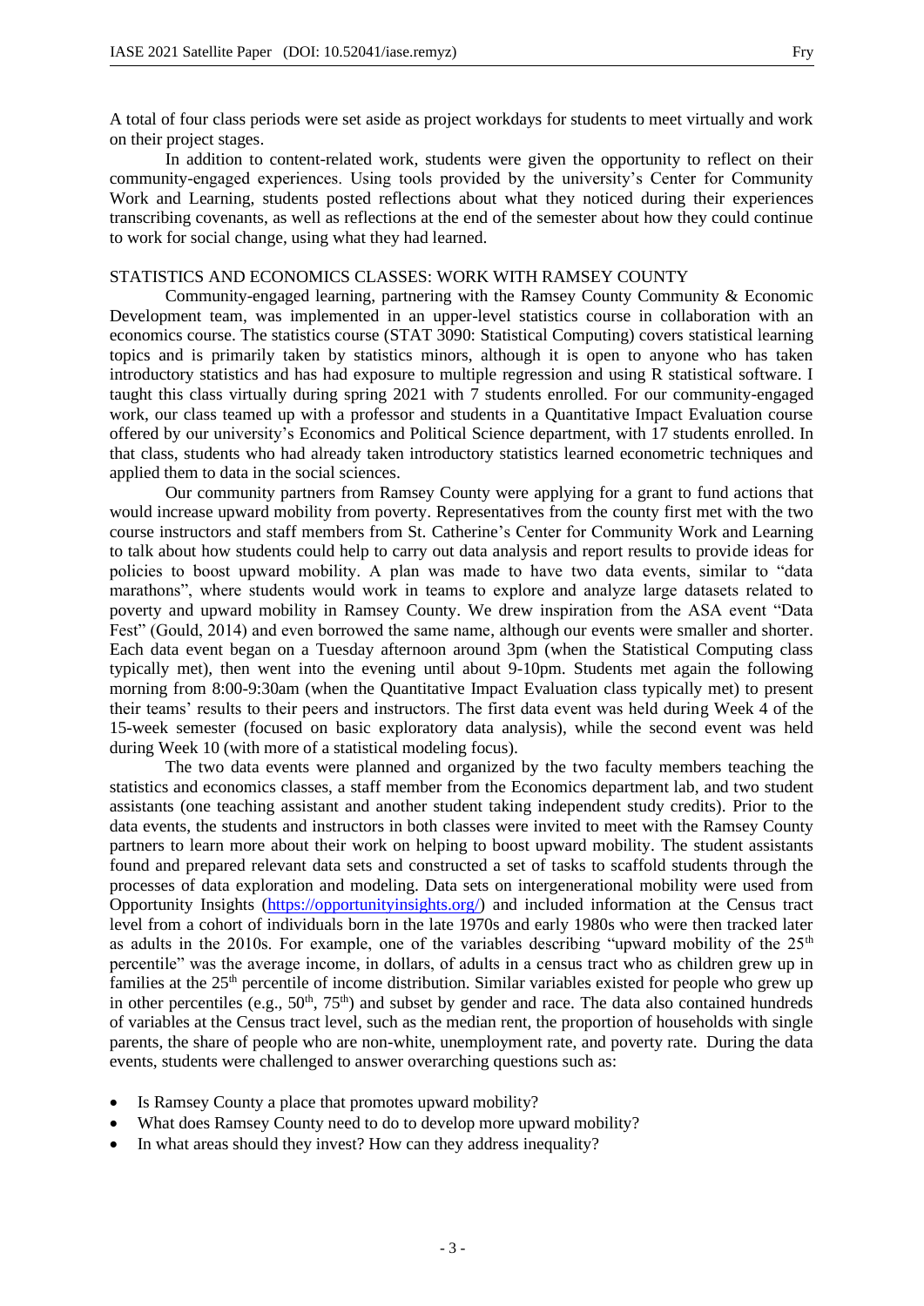A total of four class periods were set aside as project workdays for students to meet virtually and work on their project stages.

In addition to content-related work, students were given the opportunity to reflect on their community-engaged experiences. Using tools provided by the university's Center for Community Work and Learning, students posted reflections about what they noticed during their experiences transcribing covenants, as well as reflections at the end of the semester about how they could continue to work for social change, using what they had learned.

## STATISTICS AND ECONOMICS CLASSES: WORK WITH RAMSEY COUNTY

Community-engaged learning, partnering with the Ramsey County Community & Economic Development team, was implemented in an upper-level statistics course in collaboration with an economics course. The statistics course (STAT 3090: Statistical Computing) covers statistical learning topics and is primarily taken by statistics minors, although it is open to anyone who has taken introductory statistics and has had exposure to multiple regression and using R statistical software. I taught this class virtually during spring 2021 with 7 students enrolled. For our community-engaged work, our class teamed up with a professor and students in a Quantitative Impact Evaluation course offered by our university's Economics and Political Science department, with 17 students enrolled. In that class, students who had already taken introductory statistics learned econometric techniques and applied them to data in the social sciences.

Our community partners from Ramsey County were applying for a grant to fund actions that would increase upward mobility from poverty. Representatives from the county first met with the two course instructors and staff members from St. Catherine's Center for Community Work and Learning to talk about how students could help to carry out data analysis and report results to provide ideas for policies to boost upward mobility. A plan was made to have two data events, similar to "data marathons", where students would work in teams to explore and analyze large datasets related to poverty and upward mobility in Ramsey County. We drew inspiration from the ASA event "Data Fest" (Gould, 2014) and even borrowed the same name, although our events were smaller and shorter. Each data event began on a Tuesday afternoon around 3pm (when the Statistical Computing class typically met), then went into the evening until about 9-10pm. Students met again the following morning from 8:00-9:30am (when the Quantitative Impact Evaluation class typically met) to present their teams' results to their peers and instructors. The first data event was held during Week 4 of the 15-week semester (focused on basic exploratory data analysis), while the second event was held during Week 10 (with more of a statistical modeling focus).

The two data events were planned and organized by the two faculty members teaching the statistics and economics classes, a staff member from the Economics department lab, and two student assistants (one teaching assistant and another student taking independent study credits). Prior to the data events, the students and instructors in both classes were invited to meet with the Ramsey County partners to learn more about their work on helping to boost upward mobility. The student assistants found and prepared relevant data sets and constructed a set of tasks to scaffold students through the processes of data exploration and modeling. Data sets on intergenerational mobility were used from Opportunity Insights (https://opportunityinsights.org/) and included information at the Census tract level from a cohort of individuals born in the late 1970s and early 1980s who were then tracked later as adults in the 2010s. For example, one of the variables describing "upward mobility of the 25th percentile" was the average income, in dollars, of adults in a census tract who as children grew up in families at the 25th percentile of income distribution. Similar variables existed for people who grew up in other percentiles (e.g., 50th, 75th) and subset by gender and race. The data also contained hundreds of variables at the Census tract level, such as the median rent, the proportion of households with single parents, the share of people who are non-white, unemployment rate, and poverty rate. During the data events, students were challenged to answer overarching questions such as:

- Is Ramsey County a place that promotes upward mobility?
- What does Ramsey County need to do to develop more upward mobility?
- In what areas should they invest? How can they address inequality?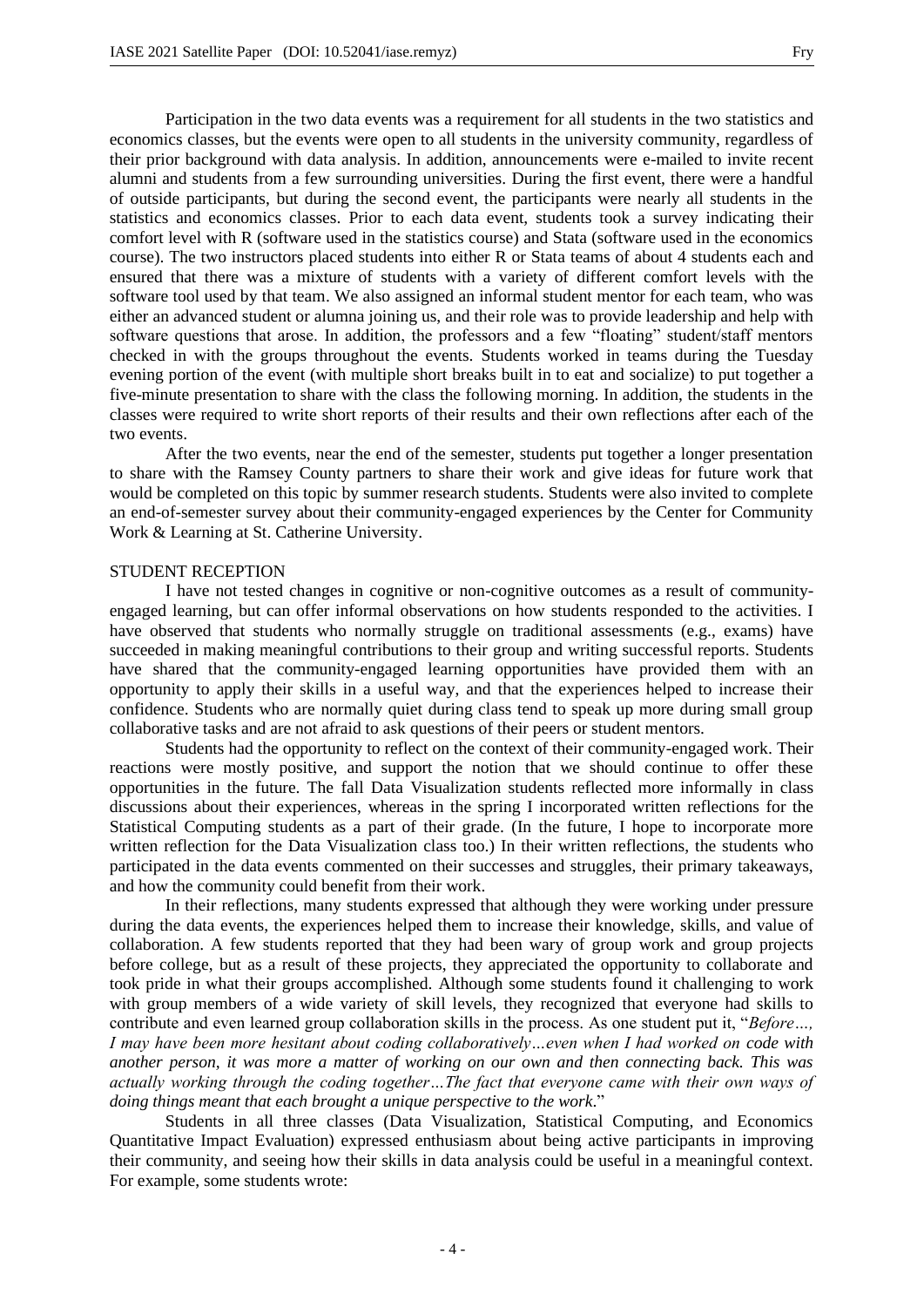Participation in the two data events was a requirement for all students in the two statistics and economics classes, but the events were open to all students in the university community, regardless of their prior background with data analysis. In addition, announcements were e-mailed to invite recent alumni and students from a few surrounding universities. During the first event, there were a handful of outside participants, but during the second event, the participants were nearly all students in the statistics and economics classes. Prior to each data event, students took a survey indicating their comfort level with R (software used in the statistics course) and Stata (software used in the economics course). The two instructors placed students into either R or Stata teams of about 4 students each and ensured that there was a mixture of students with a variety of different comfort levels with the software tool used by that team. We also assigned an informal student mentor for each team, who was either an advanced student or alumna joining us, and their role was to provide leadership and help with software questions that arose. In addition, the professors and a few "floating" student/staff mentors checked in with the groups throughout the events. Students worked in teams during the Tuesday evening portion of the event (with multiple short breaks built in to eat and socialize) to put together a five-minute presentation to share with the class the following morning. In addition, the students in the classes were required to write short reports of their results and their own reflections after each of the two events.

After the two events, near the end of the semester, students put together a longer presentation to share with the Ramsey County partners to share their work and give ideas for future work that would be completed on this topic by summer research students. Students were also invited to complete an end-of-semester survey about their community-engaged experiences by the Center for Community Work & Learning at St. Catherine University.

## STUDENT RECEPTION

I have not tested changes in cognitive or non-cognitive outcomes as a result of community-engaged learning, but can offer informal observations on how students responded to the activities. I have observed that students who normally struggle on traditional assessments (e.g., exams) have succeeded in making meaningful contributions to their group and writing successful reports. Students have shared that the community-engaged learning opportunities have provided them with an opportunity to apply their skills in a useful way, and that the experiences helped to increase their confidence. Students who are normally quiet during class tend to speak up more during small group collaborative tasks and are not afraid to ask questions of their peers or student mentors.

Students had the opportunity to reflect on the context of their community-engaged work. Their reactions were mostly positive, and support the notion that we should continue to offer these opportunities in the future. The fall Data Visualization students reflected more informally in class discussions about their experiences, whereas in the spring I incorporated written reflections for the Statistical Computing students as a part of their grade. (In the future, I hope to incorporate more written reflection for the Data Visualization class too.) In their written reflections, the students who participated in the data events commented on their successes and struggles, their primary takeaways, and how the community could benefit from their work.

In their reflections, many students expressed that although they were working under pressure during the data events, the experiences helped them to increase their knowledge, skills, and value of collaboration. A few students reported that they had been wary of group work and group projects before college, but as a result of these projects, they appreciated the opportunity to collaborate and took pride in what their groups accomplished. Although some students found it challenging to work with group members of a wide variety of skill levels, they recognized that everyone had skills to contribute and even learned group collaboration skills in the process. As one student put it, "*Before…, I may have been more hesitant about coding collaboratively…even when I had worked on code with another person, it was more a matter of working on our own and then connecting back. This was actually working through the coding together…The fact that everyone came with their own ways of doing things meant that each brought a unique perspective to the work*."

Students in all three classes (Data Visualization, Statistical Computing, and Economics Quantitative Impact Evaluation) expressed enthusiasm about being active participants in improving their community, and seeing how their skills in data analysis could be useful in a meaningful context. For example, some students wrote: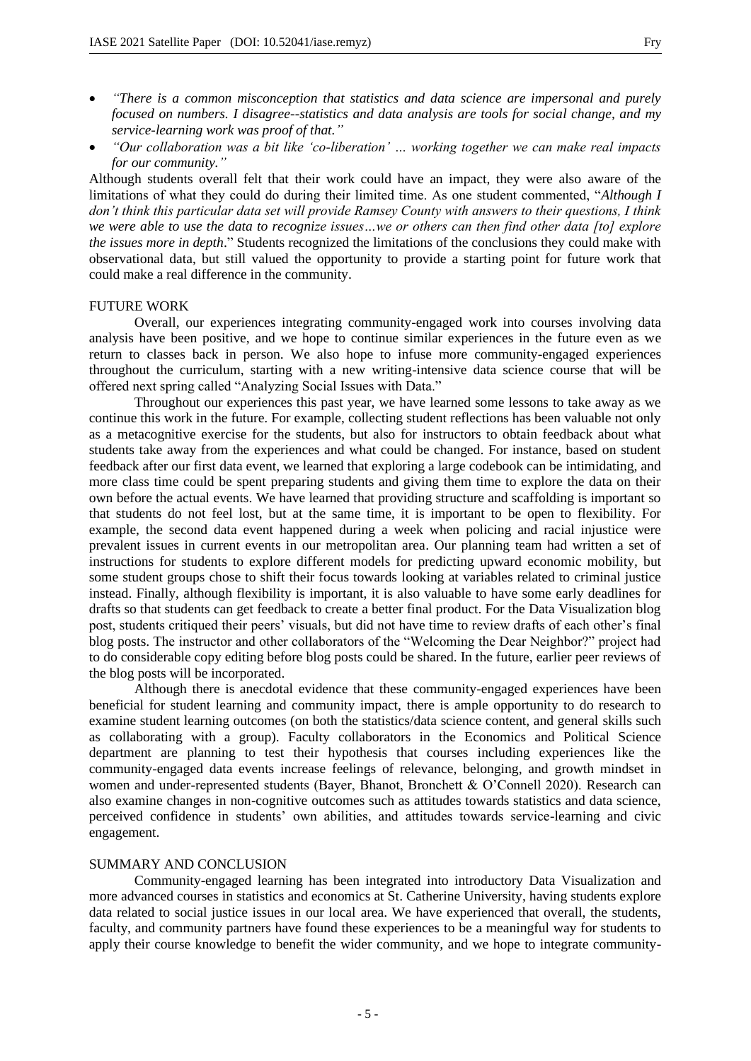- *"There is a common misconception that statistics and data science are impersonal and purely focused on numbers. I disagree--statistics and data analysis are tools for social change, and my service-learning work was proof of that."*
- *"Our collaboration was a bit like 'co-liberation' … working together we can make real impacts for our community."*

Although students overall felt that their work could have an impact, they were also aware of the limitations of what they could do during their limited time. As one student commented, "*Although I don't think this particular data set will provide Ramsey County with answers to their questions, I think we were able to use the data to recognize issues…we or others can then find other data [to] explore the issues more in depth*." Students recognized the limitations of the conclusions they could make with observational data, but still valued the opportunity to provide a starting point for future work that could make a real difference in the community.

## FUTURE WORK

Overall, our experiences integrating community-engaged work into courses involving data analysis have been positive, and we hope to continue similar experiences in the future even as we return to classes back in person. We also hope to infuse more community-engaged experiences throughout the curriculum, starting with a new writing-intensive data science course that will be offered next spring called "Analyzing Social Issues with Data."

Throughout our experiences this past year, we have learned some lessons to take away as we continue this work in the future. For example, collecting student reflections has been valuable not only as a metacognitive exercise for the students, but also for instructors to obtain feedback about what students take away from the experiences and what could be changed. For instance, based on student feedback after our first data event, we learned that exploring a large codebook can be intimidating, and more class time could be spent preparing students and giving them time to explore the data on their own before the actual events. We have learned that providing structure and scaffolding is important so that students do not feel lost, but at the same time, it is important to be open to flexibility. For example, the second data event happened during a week when policing and racial injustice were prevalent issues in current events in our metropolitan area. Our planning team had written a set of instructions for students to explore different models for predicting upward economic mobility, but some student groups chose to shift their focus towards looking at variables related to criminal justice instead. Finally, although flexibility is important, it is also valuable to have some early deadlines for drafts so that students can get feedback to create a better final product. For the Data Visualization blog post, students critiqued their peers' visuals, but did not have time to review drafts of each other's final blog posts. The instructor and other collaborators of the "Welcoming the Dear Neighbor?" project had to do considerable copy editing before blog posts could be shared. In the future, earlier peer reviews of the blog posts will be incorporated.

Although there is anecdotal evidence that these community-engaged experiences have been beneficial for student learning and community impact, there is ample opportunity to do research to examine student learning outcomes (on both the statistics/data science content, and general skills such as collaborating with a group). Faculty collaborators in the Economics and Political Science department are planning to test their hypothesis that courses including experiences like the community-engaged data events increase feelings of relevance, belonging, and growth mindset in women and under-represented students (Bayer, Bhanot, Bronchett & O'Connell 2020). Research can also examine changes in non-cognitive outcomes such as attitudes towards statistics and data science, perceived confidence in students' own abilities, and attitudes towards service-learning and civic engagement.

## SUMMARY AND CONCLUSION

Community-engaged learning has been integrated into introductory Data Visualization and more advanced courses in statistics and economics at St. Catherine University, having students explore data related to social justice issues in our local area. We have experienced that overall, the students, faculty, and community partners have found these experiences to be a meaningful way for students to apply their course knowledge to benefit the wider community, and we hope to integrate community-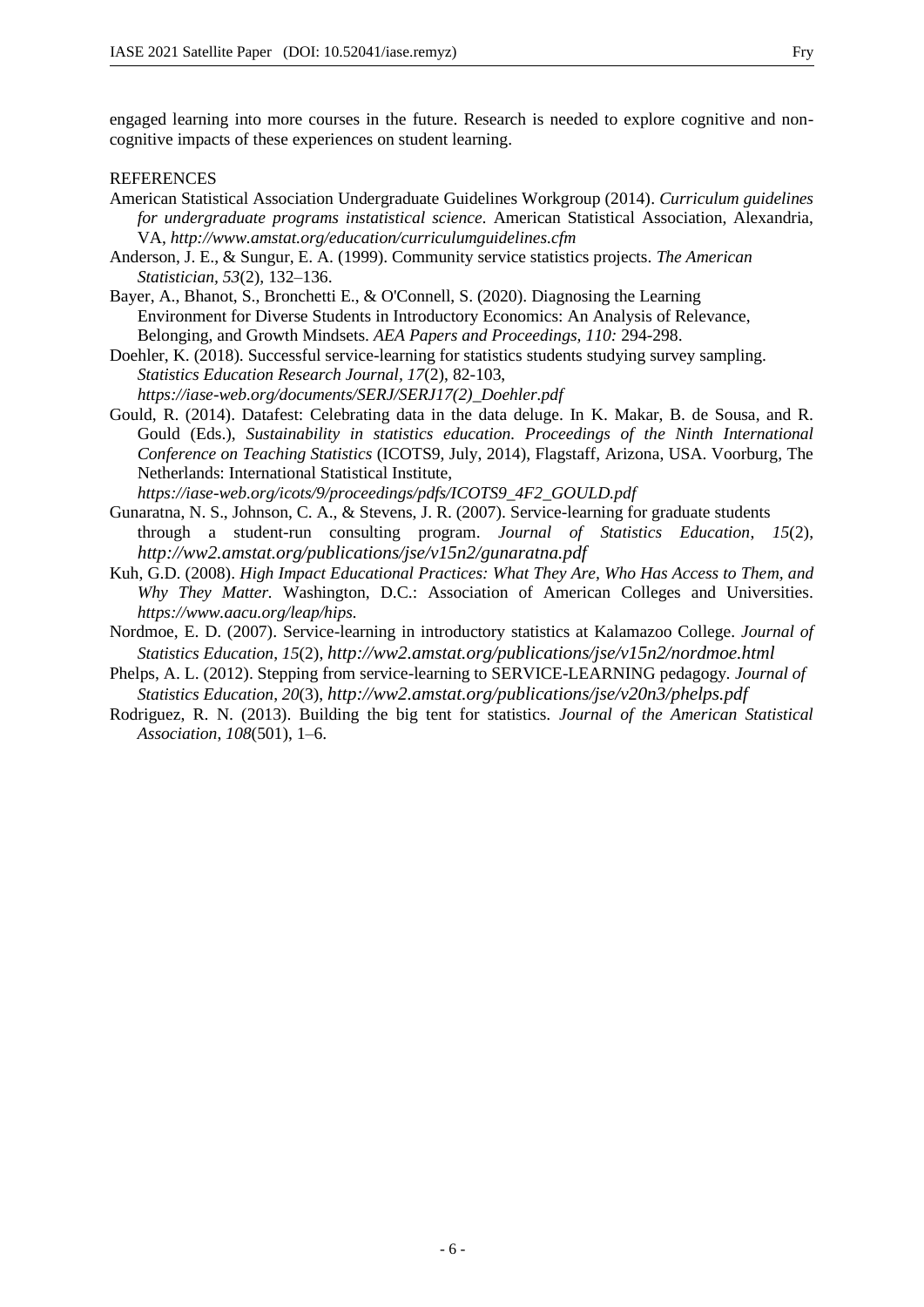engaged learning into more courses in the future. Research is needed to explore cognitive and non-cognitive impacts of these experiences on student learning.

REFERENCES

American Statistical Association Undergraduate Guidelines Workgroup (2014). *Curriculum guidelines for undergraduate programs instatistical science*. American Statistical Association, Alexandria, VA, *http://www.amstat.org/education/curriculumguidelines.cfm*

Anderson, J. E., & Sungur, E. A. (1999). Community service statistics projects. *The American Statistician*, *53*(2), 132–136.

Bayer, A., Bhanot, S., Bronchetti E., & O'Connell, S. (2020). Diagnosing the Learning Environment for Diverse Students in Introductory Economics: An Analysis of Relevance, Belonging, and Growth Mindsets. *AEA Papers and Proceedings, 110:* 294-298.

Doehler, K. (2018). Successful service-learning for statistics students studying survey sampling. *Statistics Education Research Journal*, *17*(2), 82-103, *https://iase-web.org/documents/SERJ/SERJ17(2)_Doehler.pdf*

Gould, R. (2014). Datafest: Celebrating data in the data deluge. In K. Makar, B. de Sousa, and R. Gould (Eds.), *Sustainability in statistics education. Proceedings of the Ninth International Conference on Teaching Statistics* (ICOTS9, July, 2014), Flagstaff, Arizona, USA. Voorburg, The Netherlands: International Statistical Institute, *https://iase-web.org/icots/9/proceedings/pdfs/ICOTS9_4F2_GOULD.pdf*

Gunaratna, N. S., Johnson, C. A., & Stevens, J. R. (2007). Service-learning for graduate students through a student-run consulting program. *Journal of Statistics Education*, *15*(2), *http://ww2.amstat.org/publications/jse/v15n2/gunaratna.pdf*

Kuh, G.D. (2008). *High Impact Educational Practices: What They Are, Who Has Access to Them, and Why They Matter.* Washington, D.C.: Association of American Colleges and Universities. *https://www.aacu.org/leap/hips.*

Nordmoe, E. D. (2007). Service-learning in introductory statistics at Kalamazoo College. *Journal of Statistics Education*, *15*(2), *http://ww2.amstat.org/publications/jse/v15n2/nordmoe.html*

Phelps, A. L. (2012). Stepping from service-learning to SERVICE-LEARNING pedagogy. *Journal of Statistics Education*, *20*(3), *http://ww2.amstat.org/publications/jse/v20n3/phelps.pdf*

Rodriguez, R. N. (2013). Building the big tent for statistics. *Journal of the American Statistical Association*, *108*(501), 1–6.